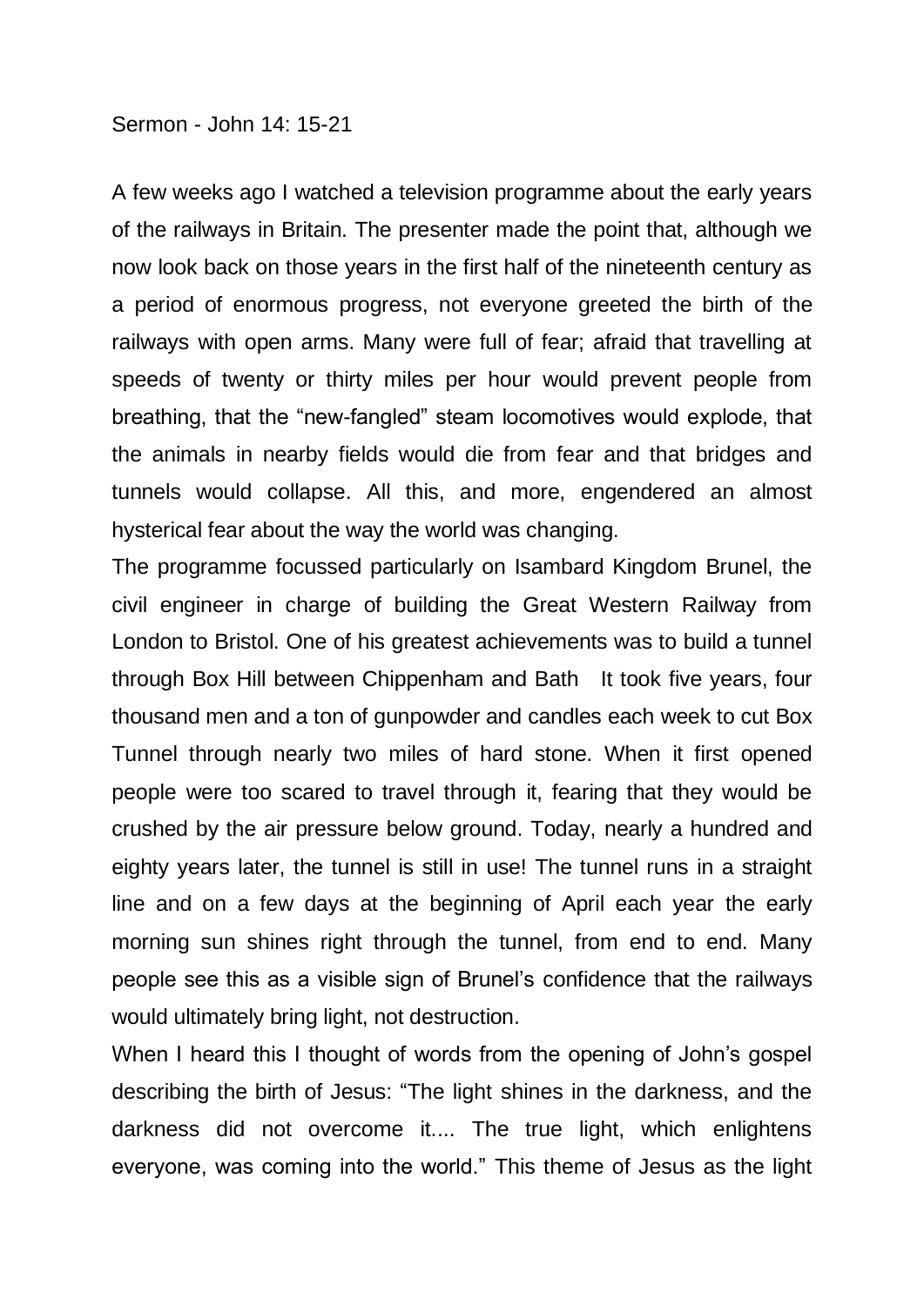Sermon - John 14: 15-21

A few weeks ago I watched a television programme about the early years of the railways in Britain. The presenter made the point that, although we now look back on those years in the first half of the nineteenth century as a period of enormous progress, not everyone greeted the birth of the railways with open arms. Many were full of fear; afraid that travelling at speeds of twenty or thirty miles per hour would prevent people from breathing, that the "new-fangled" steam locomotives would explode, that the animals in nearby fields would die from fear and that bridges and tunnels would collapse. All this, and more, engendered an almost hysterical fear about the way the world was changing.

The programme focussed particularly on Isambard Kingdom Brunel, the civil engineer in charge of building the Great Western Railway from London to Bristol. One of his greatest achievements was to build a tunnel through Box Hill between Chippenham and Bath It took five years, four thousand men and a ton of gunpowder and candles each week to cut Box Tunnel through nearly two miles of hard stone. When it first opened people were too scared to travel through it, fearing that they would be crushed by the air pressure below ground. Today, nearly a hundred and eighty years later, the tunnel is still in use! The tunnel runs in a straight line and on a few days at the beginning of April each year the early morning sun shines right through the tunnel, from end to end. Many people see this as a visible sign of Brunel's confidence that the railways would ultimately bring light, not destruction.

When I heard this I thought of words from the opening of John's gospel describing the birth of Jesus: "The light shines in the darkness, and the darkness did not overcome it.... The true light, which enlightens everyone, was coming into the world." This theme of Jesus as the light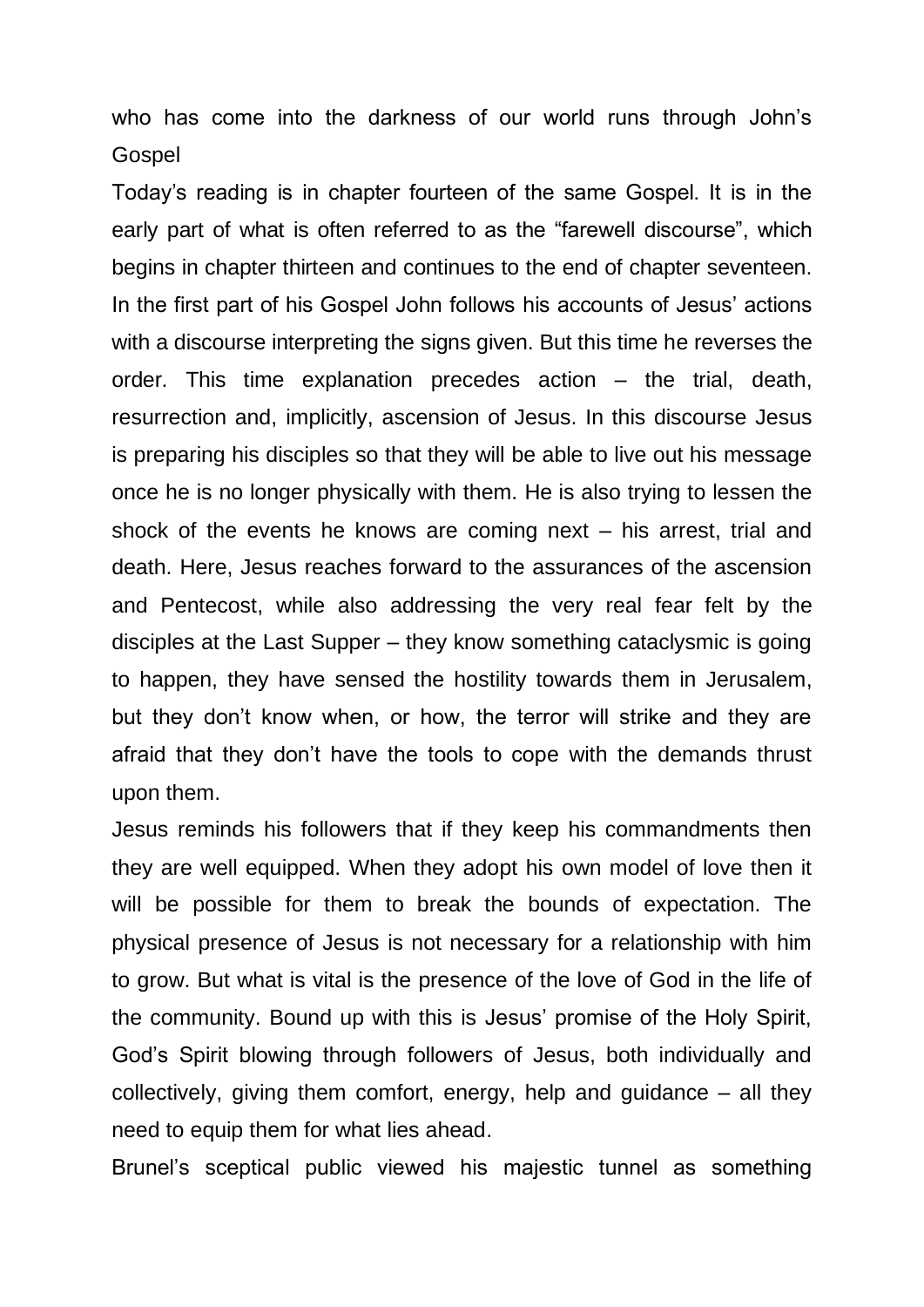who has come into the darkness of our world runs through John's Gospel

Today's reading is in chapter fourteen of the same Gospel. It is in the early part of what is often referred to as the "farewell discourse", which begins in chapter thirteen and continues to the end of chapter seventeen. In the first part of his Gospel John follows his accounts of Jesus' actions with a discourse interpreting the signs given. But this time he reverses the order. This time explanation precedes action – the trial, death, resurrection and, implicitly, ascension of Jesus. In this discourse Jesus is preparing his disciples so that they will be able to live out his message once he is no longer physically with them. He is also trying to lessen the shock of the events he knows are coming next – his arrest, trial and death. Here, Jesus reaches forward to the assurances of the ascension and Pentecost, while also addressing the very real fear felt by the disciples at the Last Supper – they know something cataclysmic is going to happen, they have sensed the hostility towards them in Jerusalem, but they don't know when, or how, the terror will strike and they are afraid that they don't have the tools to cope with the demands thrust upon them.

Jesus reminds his followers that if they keep his commandments then they are well equipped. When they adopt his own model of love then it will be possible for them to break the bounds of expectation. The physical presence of Jesus is not necessary for a relationship with him to grow. But what is vital is the presence of the love of God in the life of the community. Bound up with this is Jesus' promise of the Holy Spirit, God's Spirit blowing through followers of Jesus, both individually and collectively, giving them comfort, energy, help and guidance – all they need to equip them for what lies ahead.

Brunel's sceptical public viewed his majestic tunnel as something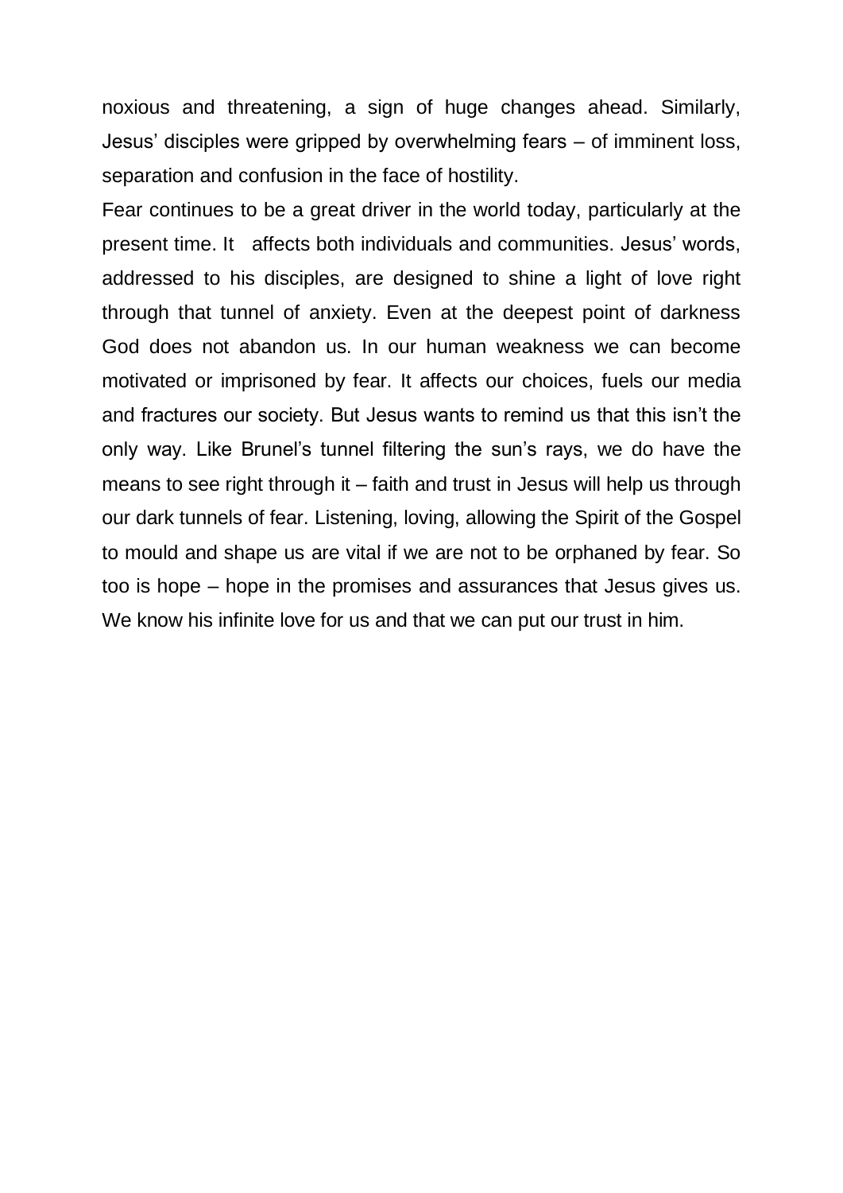noxious and threatening, a sign of huge changes ahead. Similarly, Jesus' disciples were gripped by overwhelming fears – of imminent loss, separation and confusion in the face of hostility.

Fear continues to be a great driver in the world today, particularly at the present time. It affects both individuals and communities. Jesus' words, addressed to his disciples, are designed to shine a light of love right through that tunnel of anxiety. Even at the deepest point of darkness God does not abandon us. In our human weakness we can become motivated or imprisoned by fear. It affects our choices, fuels our media and fractures our society. But Jesus wants to remind us that this isn't the only way. Like Brunel's tunnel filtering the sun's rays, we do have the means to see right through it – faith and trust in Jesus will help us through our dark tunnels of fear. Listening, loving, allowing the Spirit of the Gospel to mould and shape us are vital if we are not to be orphaned by fear. So too is hope – hope in the promises and assurances that Jesus gives us. We know his infinite love for us and that we can put our trust in him.